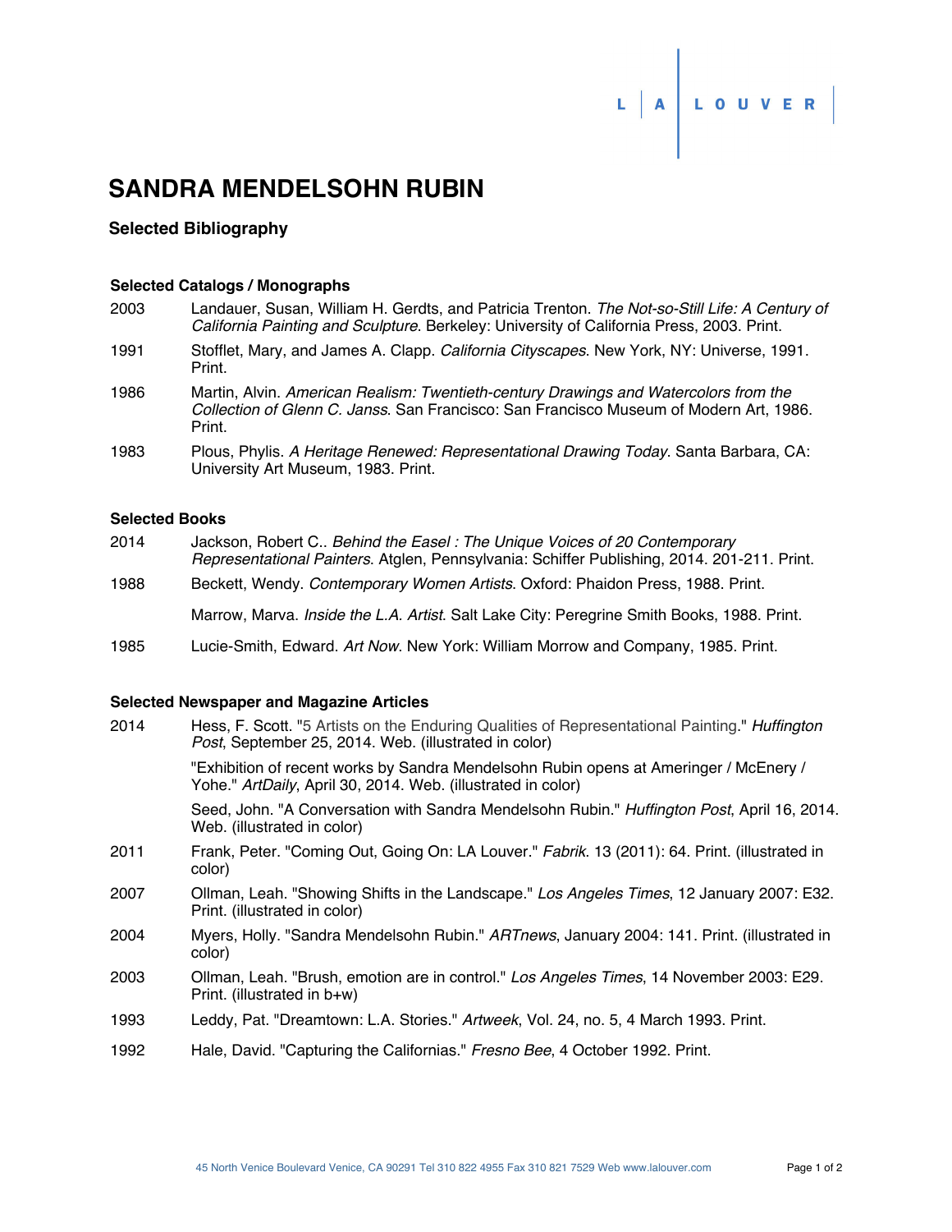# SANDRA MENDELSOHN RUBIN

## Selected Bibliography

### Selected Catalogs / Monographs

2003 Landauer, Susan, William H. Gerdts, and Patricia Trenton. *The Not-so-Still Life: A Century of California Painting and Sculpture*. Berkeley: University of California Press, 2003. Print.

1991 Stofflet, Mary, and James A. Clapp. *California Cityscapes*. New York, NY: Universe, 1991. Print.

1986 Martin, Alvin. *American Realism: Twentieth-century Drawings and Watercolors from the Collection of Glenn C. Janss*. San Francisco: San Francisco Museum of Modern Art, 1986. Print.

1983 Plous, Phylis. *A Heritage Renewed: Representational Drawing Today*. Santa Barbara, CA: University Art Museum, 1983. Print.

### Selected Books

2014 Jackson, Robert C.. *Behind the Easel : The Unique Voices of 20 Contemporary Representational Painters*. Atglen, Pennsylvania: Schiffer Publishing, 2014. 201-211. Print.

1988 Beckett, Wendy. *Contemporary Women Artists*. Oxford: Phaidon Press, 1988. Print.

Marrow, Marva. *Inside the L.A. Artist*. Salt Lake City: Peregrine Smith Books, 1988. Print.

1985 Lucie-Smith, Edward. *Art Now*. New York: William Morrow and Company, 1985. Print.

### Selected Newspaper and Magazine Articles

2014 Hess, F. Scott. "5 Artists on the Enduring Qualities of Representational Painting." *Huffington Post*, September 25, 2014. Web. (illustrated in color)

"Exhibition of recent works by Sandra Mendelsohn Rubin opens at Ameringer / McEnery / Yohe." *ArtDaily*, April 30, 2014. Web. (illustrated in color)

Seed, John. "A Conversation with Sandra Mendelsohn Rubin." *Huffington Post*, April 16, 2014. Web. (illustrated in color)

2011 Frank, Peter. "Coming Out, Going On: LA Louver." *Fabrik*. 13 (2011): 64. Print. (illustrated in color)

2007 Ollman, Leah. "Showing Shifts in the Landscape." *Los Angeles Times*, 12 January 2007: E32. Print. (illustrated in color)

2004 Myers, Holly. "Sandra Mendelsohn Rubin." *ARTnews*, January 2004: 141. Print. (illustrated in color)

2003 Ollman, Leah. "Brush, emotion are in control." *Los Angeles Times*, 14 November 2003: E29. Print. (illustrated in b+w)

1993 Leddy, Pat. "Dreamtown: L.A. Stories." *Artweek*, Vol. 24, no. 5, 4 March 1993. Print.

1992 Hale, David. "Capturing the Californias." *Fresno Bee*, 4 October 1992. Print.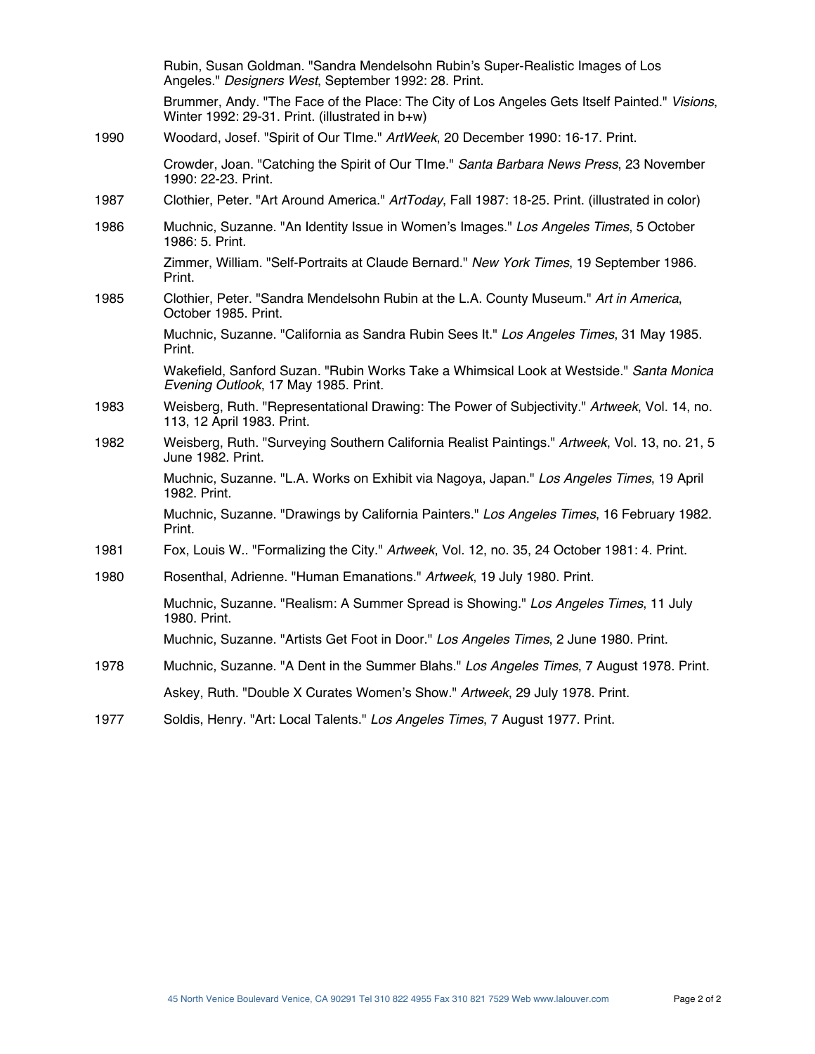Rubin, Susan Goldman. "Sandra Mendelsohn Rubin's Super-Realistic Images of Los Angeles." *Designers West*, September 1992: 28. Print.

Brummer, Andy. "The Face of the Place: The City of Los Angeles Gets Itself Painted." *Visions*, Winter 1992: 29-31. Print. (illustrated in b+w)

1990 Woodard, Josef. "Spirit of Our TIme." *ArtWeek*, 20 December 1990: 16-17. Print.

Crowder, Joan. "Catching the Spirit of Our TIme." *Santa Barbara News Press*, 23 November 1990: 22-23. Print.

1987 Clothier, Peter. "Art Around America." *ArtToday*, Fall 1987: 18-25. Print. (illustrated in color)

1986 Muchnic, Suzanne. "An Identity Issue in Women's Images." *Los Angeles Times*, 5 October 1986: 5. Print.

Zimmer, William. "Self-Portraits at Claude Bernard." *New York Times*, 19 September 1986. Print.

1985 Clothier, Peter. "Sandra Mendelsohn Rubin at the L.A. County Museum." *Art in America*, October 1985. Print.

Muchnic, Suzanne. "California as Sandra Rubin Sees It." *Los Angeles Times*, 31 May 1985. Print.

Wakefield, Sanford Suzan. "Rubin Works Take a Whimsical Look at Westside." *Santa Monica Evening Outlook*, 17 May 1985. Print.

1983 Weisberg, Ruth. "Representational Drawing: The Power of Subjectivity." *Artweek*, Vol. 14, no. 113, 12 April 1983. Print.

1982 Weisberg, Ruth. "Surveying Southern California Realist Paintings." *Artweek*, Vol. 13, no. 21, 5 June 1982. Print.

Muchnic, Suzanne. "L.A. Works on Exhibit via Nagoya, Japan." *Los Angeles Times*, 19 April 1982. Print.

Muchnic, Suzanne. "Drawings by California Painters." *Los Angeles Times*, 16 February 1982. Print.

1981 Fox, Louis W.. "Formalizing the City." *Artweek*, Vol. 12, no. 35, 24 October 1981: 4. Print.

1980 Rosenthal, Adrienne. "Human Emanations." *Artweek*, 19 July 1980. Print.

Muchnic, Suzanne. "Realism: A Summer Spread is Showing." *Los Angeles Times*, 11 July 1980. Print.

Muchnic, Suzanne. "Artists Get Foot in Door." *Los Angeles Times*, 2 June 1980. Print.

1978 Muchnic, Suzanne. "A Dent in the Summer Blahs." *Los Angeles Times*, 7 August 1978. Print.

Askey, Ruth. "Double X Curates Women's Show." *Artweek*, 29 July 1978. Print.

1977 Soldis, Henry. "Art: Local Talents." *Los Angeles Times*, 7 August 1977. Print.

45 North Venice Boulevard Venice, CA 90291 Tel 310 822 4955 Fax 310 821 7529 Web www.lalouver.com